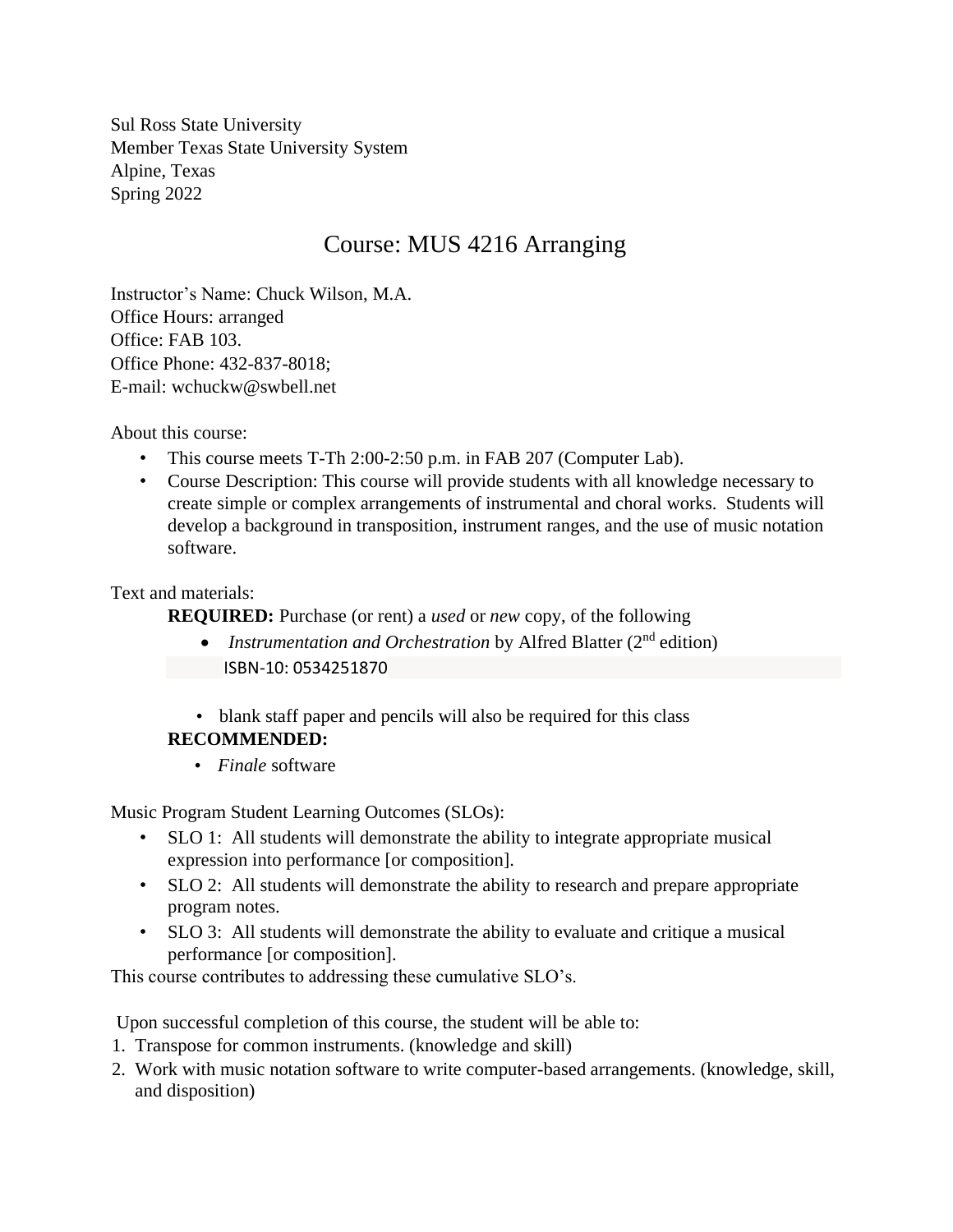Sul Ross State University
Member Texas State University System
Alpine, Texas
Spring 2022

# Course: MUS 4216 Arranging

Instructor's Name: Chuck Wilson, M.A.
Office Hours: arranged
Office: FAB 103.
Office Phone: 432-837-8018;
E-mail: wchuckw@swbell.net

About this course:

- This course meets T-Th 2:00-2:50 p.m. in FAB 207 (Computer Lab).
- Course Description: This course will provide students with all knowledge necessary to create simple or complex arrangements of instrumental and choral works. Students will develop a background in transposition, instrument ranges, and the use of music notation software.

Text and materials:

**REQUIRED:** Purchase (or rent) a *used* or *new* copy, of the following

- *Instrumentation and Orchestration* by Alfred Blatter (2nd edition)
  ISBN-10: 0534251870

- blank staff paper and pencils will also be required for this class

**RECOMMENDED:**

- *Finale* software

Music Program Student Learning Outcomes (SLOs):

- SLO 1: All students will demonstrate the ability to integrate appropriate musical expression into performance [or composition].
- SLO 2: All students will demonstrate the ability to research and prepare appropriate program notes.
- SLO 3: All students will demonstrate the ability to evaluate and critique a musical performance [or composition].

This course contributes to addressing these cumulative SLO's.

Upon successful completion of this course, the student will be able to:

1. Transpose for common instruments. (knowledge and skill)
2. Work with music notation software to write computer-based arrangements. (knowledge, skill, and disposition)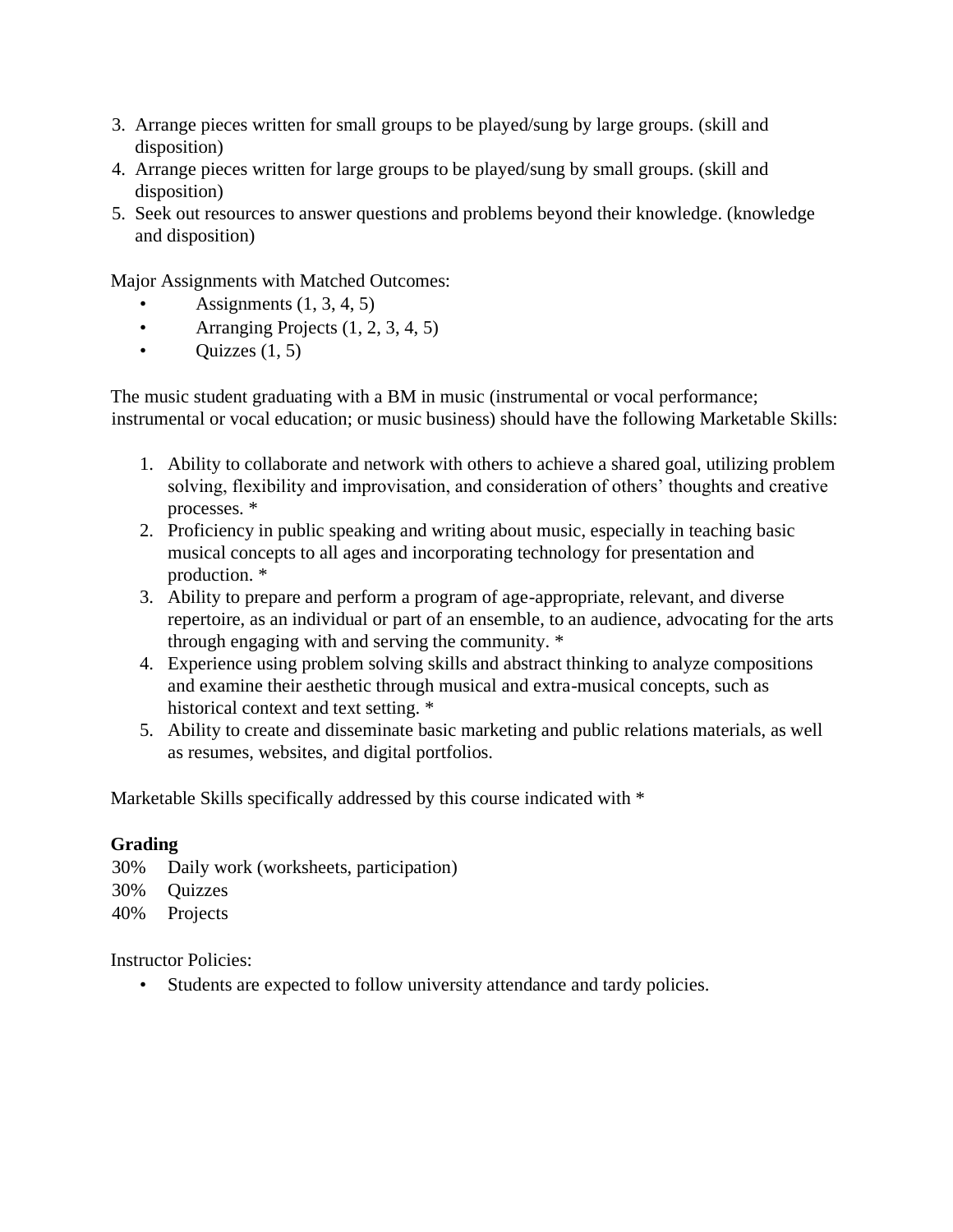3. Arrange pieces written for small groups to be played/sung by large groups. (skill and disposition)
4. Arrange pieces written for large groups to be played/sung by small groups. (skill and disposition)
5. Seek out resources to answer questions and problems beyond their knowledge. (knowledge and disposition)

Major Assignments with Matched Outcomes:

- Assignments (1, 3, 4, 5)
- Arranging Projects (1, 2, 3, 4, 5)
- Quizzes (1, 5)

The music student graduating with a BM in music (instrumental or vocal performance; instrumental or vocal education; or music business) should have the following Marketable Skills:

1. Ability to collaborate and network with others to achieve a shared goal, utilizing problem solving, flexibility and improvisation, and consideration of others' thoughts and creative processes. *
2. Proficiency in public speaking and writing about music, especially in teaching basic musical concepts to all ages and incorporating technology for presentation and production. *
3. Ability to prepare and perform a program of age-appropriate, relevant, and diverse repertoire, as an individual or part of an ensemble, to an audience, advocating for the arts through engaging with and serving the community. *
4. Experience using problem solving skills and abstract thinking to analyze compositions and examine their aesthetic through musical and extra-musical concepts, such as historical context and text setting. *
5. Ability to create and disseminate basic marketing and public relations materials, as well as resumes, websites, and digital portfolios.

Marketable Skills specifically addressed by this course indicated with *

**Grading**

30% Daily work (worksheets, participation)
30% Quizzes
40% Projects

Instructor Policies:

- Students are expected to follow university attendance and tardy policies.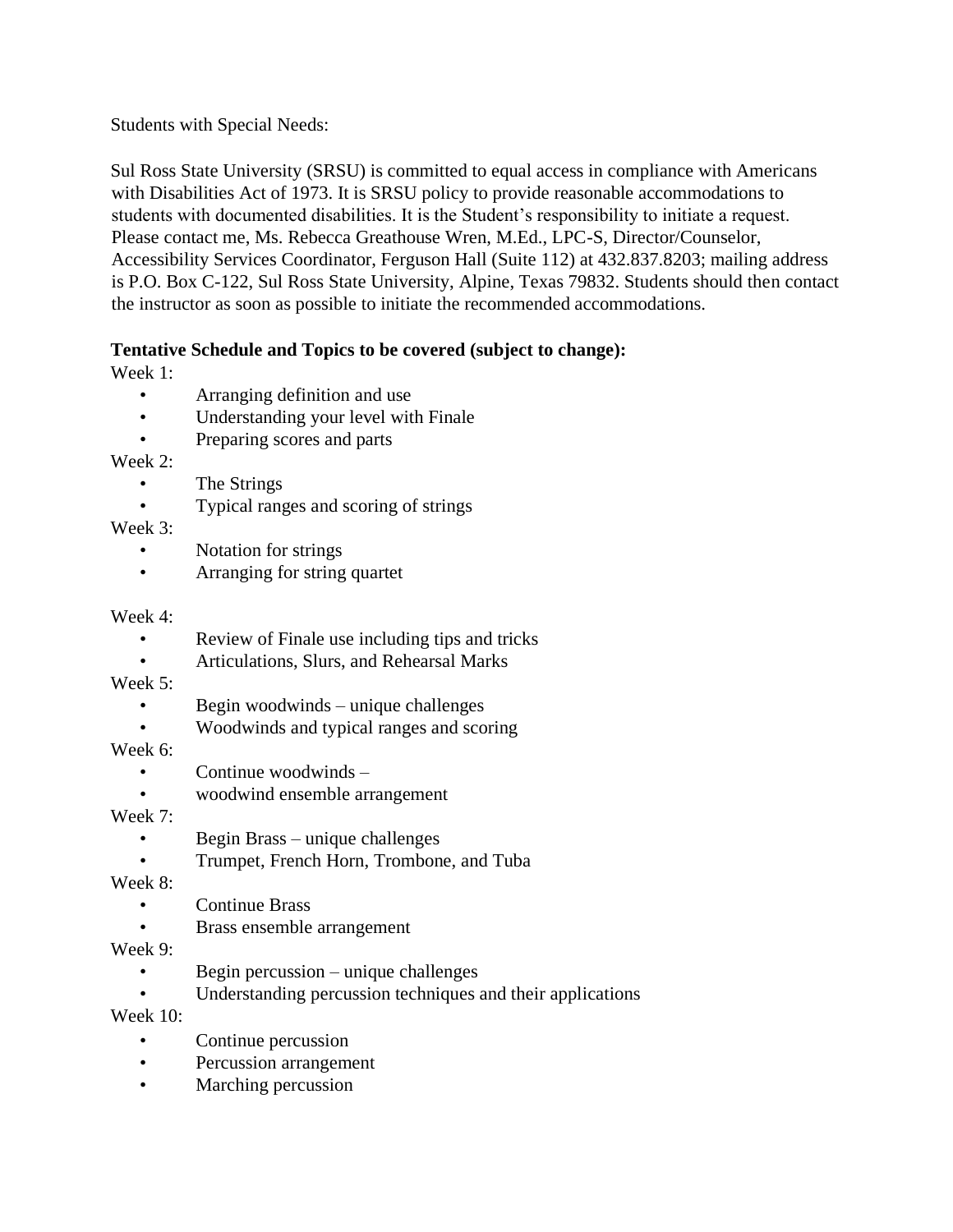Students with Special Needs:

Sul Ross State University (SRSU) is committed to equal access in compliance with Americans with Disabilities Act of 1973. It is SRSU policy to provide reasonable accommodations to students with documented disabilities. It is the Student's responsibility to initiate a request. Please contact me, Ms. Rebecca Greathouse Wren, M.Ed., LPC-S, Director/Counselor, Accessibility Services Coordinator, Ferguson Hall (Suite 112) at 432.837.8203; mailing address is P.O. Box C-122, Sul Ross State University, Alpine, Texas 79832. Students should then contact the instructor as soon as possible to initiate the recommended accommodations.

**Tentative Schedule and Topics to be covered (subject to change):**

Week 1:

- Arranging definition and use
- Understanding your level with Finale
- Preparing scores and parts

Week 2:

- The Strings
- Typical ranges and scoring of strings

Week 3:

- Notation for strings
- Arranging for string quartet

Week 4:

- Review of Finale use including tips and tricks
- Articulations, Slurs, and Rehearsal Marks

Week 5:

- Begin woodwinds – unique challenges
- Woodwinds and typical ranges and scoring

Week 6:

- Continue woodwinds –
- woodwind ensemble arrangement

Week 7:

- Begin Brass – unique challenges
- Trumpet, French Horn, Trombone, and Tuba

Week 8:

- Continue Brass
- Brass ensemble arrangement

Week 9:

- Begin percussion – unique challenges
- Understanding percussion techniques and their applications

Week 10:

- Continue percussion
- Percussion arrangement
- Marching percussion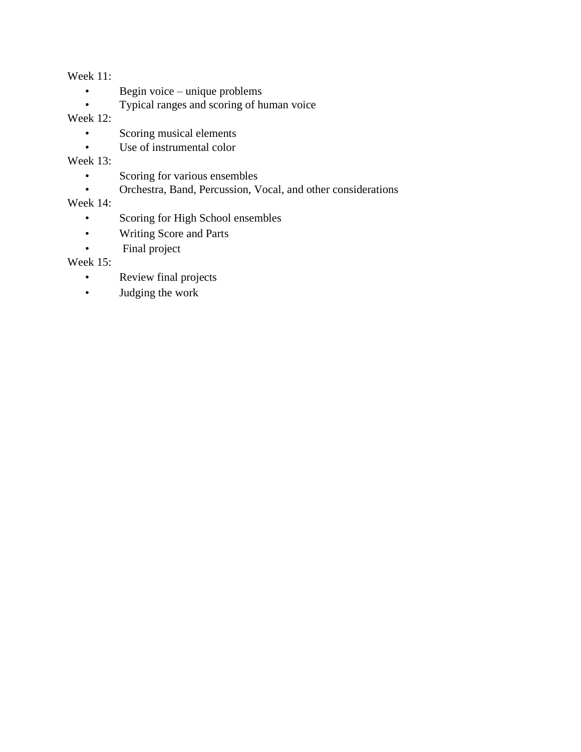Week 11:

- Begin voice – unique problems
- Typical ranges and scoring of human voice

Week 12:

- Scoring musical elements
- Use of instrumental color

Week 13:

- Scoring for various ensembles
- Orchestra, Band, Percussion, Vocal, and other considerations

Week 14:

- Scoring for High School ensembles
- Writing Score and Parts
- Final project

Week 15:

- Review final projects
- Judging the work